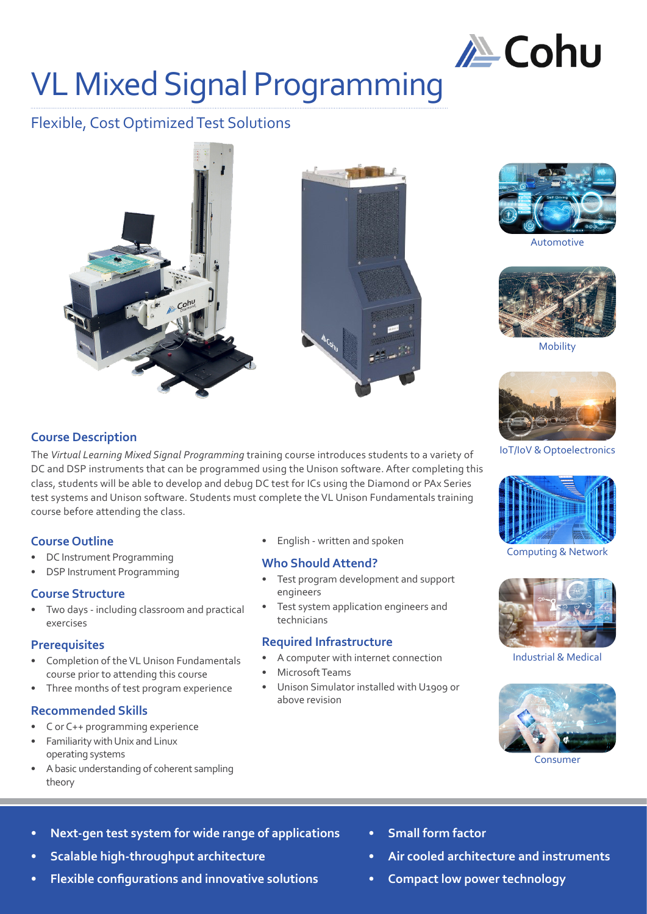# VL Mixed Signal Programming

## Flexible, Cost Optimized Test Solutions

Automotive

Mobility

IoT/IoV & Optoelectronics

Computing & Network

Industrial & Medical

Consumer

### Course Description

The *Virtual Learning Mixed Signal Programming* training course introduces students to a variety of DC and DSP instruments that can be programmed using the Unison software. After completing this class, students will be able to develop and debug DC test for ICs using the Diamond or PAx Series test systems and Unison software. Students must complete the VL Unison Fundamentals training course before attending the class.

### Course Outline

- DC Instrument Programming
- DSP Instrument Programming

### Course Structure

- Two days - including classroom and practical exercises

### Prerequisites

- Completion of the VL Unison Fundamentals course prior to attending this course
- Three months of test program experience

### Recommended Skills

- C or C++ programming experience
- Familiarity with Unix and Linux operating systems
- A basic understanding of coherent sampling theory
- English - written and spoken

### Who Should Attend?

- Test program development and support engineers
- Test system application engineers and technicians

### Required Infrastructure

- A computer with internet connection
- Microsoft Teams
- Unison Simulator installed with U1909 or above revision

---

- **Next-gen test system for wide range of applications**
- **Scalable high-throughput architecture**
- **Flexible configurations and innovative solutions**
- **Small form factor**
- **Air cooled architecture and instruments**
- **Compact low power technology**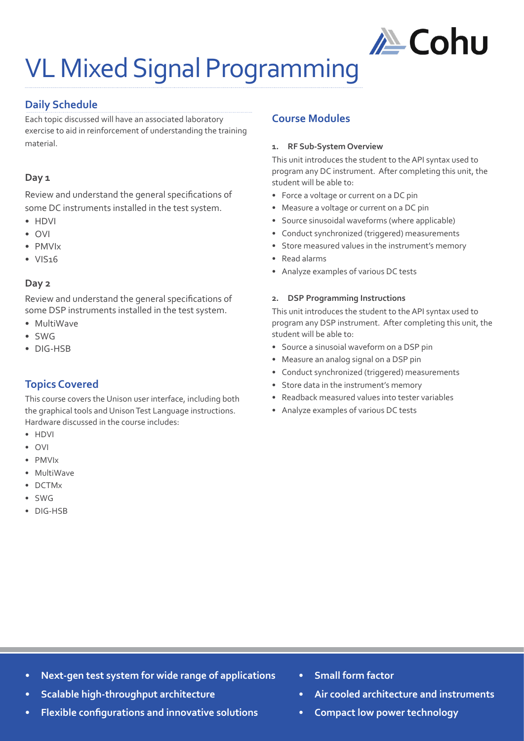# VL Mixed Signal Programming

## Daily Schedule

Each topic discussed will have an associated laboratory exercise to aid in reinforcement of understanding the training material.

### Day 1

Review and understand the general specifications of some DC instruments installed in the test system.

- HDVI
- OVI
- PMVIx
- VIS16

### Day 2

Review and understand the general specifications of some DSP instruments installed in the test system.

- MultiWave
- SWG
- DIG-HSB

## Topics Covered

This course covers the Unison user interface, including both the graphical tools and Unison Test Language instructions. Hardware discussed in the course includes:

- HDVI
- OVI
- PMVIx
- MultiWave
- DCTMx
- SWG
- DIG-HSB

## Course Modules

**1. RF Sub-System Overview**

This unit introduces the student to the API syntax used to program any DC instrument. After completing this unit, the student will be able to:

- Force a voltage or current on a DC pin
- Measure a voltage or current on a DC pin
- Source sinusoidal waveforms (where applicable)
- Conduct synchronized (triggered) measurements
- Store measured values in the instrument's memory
- Read alarms
- Analyze examples of various DC tests

**2. DSP Programming Instructions**

This unit introduces the student to the API syntax used to program any DSP instrument. After completing this unit, the student will be able to:

- Source a sinusoial waveform on a DSP pin
- Measure an analog signal on a DSP pin
- Conduct synchronized (triggered) measurements
- Store data in the instrument's memory
- Readback measured values into tester variables
- Analyze examples of various DC tests

---

- **Next-gen test system for wide range of applications**
- **Scalable high-throughput architecture**
- **Flexible configurations and innovative solutions**
- **Small form factor**
- **Air cooled architecture and instruments**
- **Compact low power technology**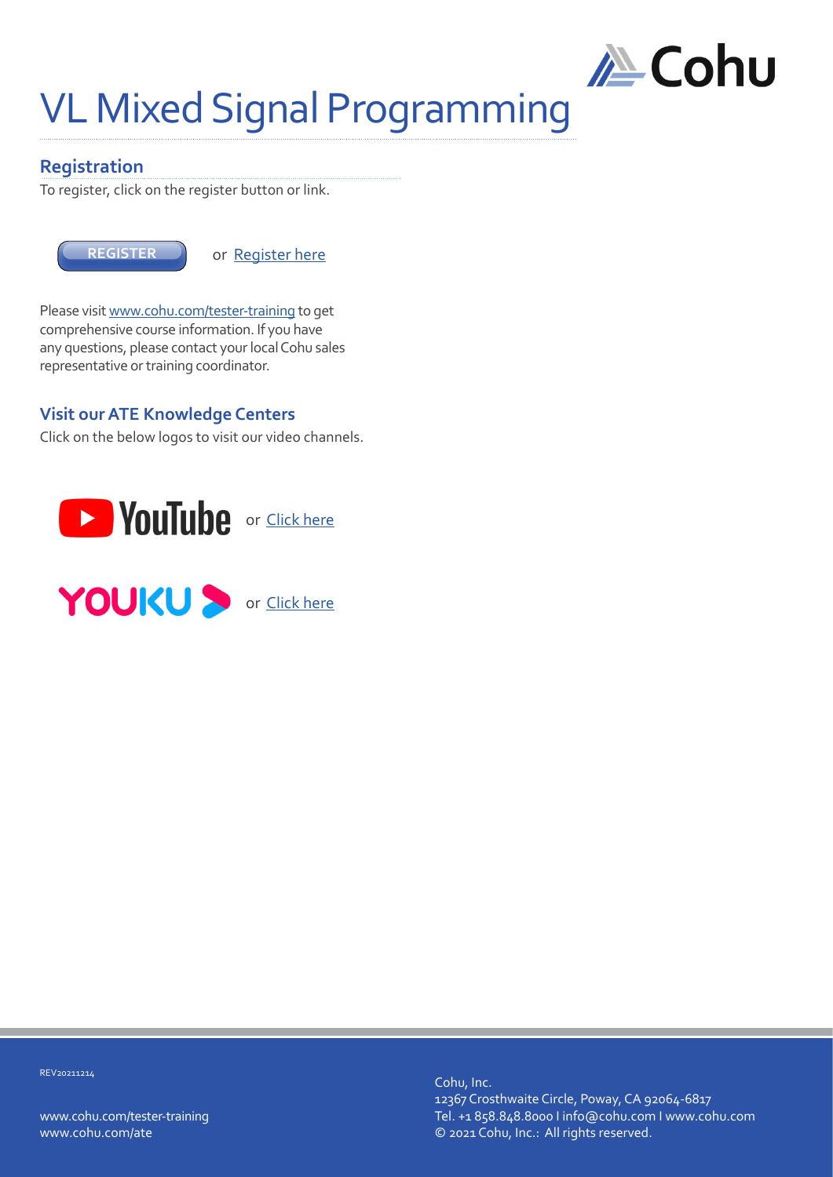# VL Mixed Signal Programming

## Registration

To register, click on the register button or link.

REGISTER or Register here

Please visit www.cohu.com/tester-training to get comprehensive course information. If you have any questions, please contact your local Cohu sales representative or training coordinator.

## Visit our ATE Knowledge Centers

Click on the below logos to visit our video channels.

YouTube or Click here

YOUKU or Click here

REV20211214

www.cohu.com/tester-training
www.cohu.com/ate

Cohu, Inc.
12367 Crosthwaite Circle, Poway, CA 92064-6817
Tel. +1 858.848.8000 I info@cohu.com I www.cohu.com
© 2021 Cohu, Inc.: All rights reserved.